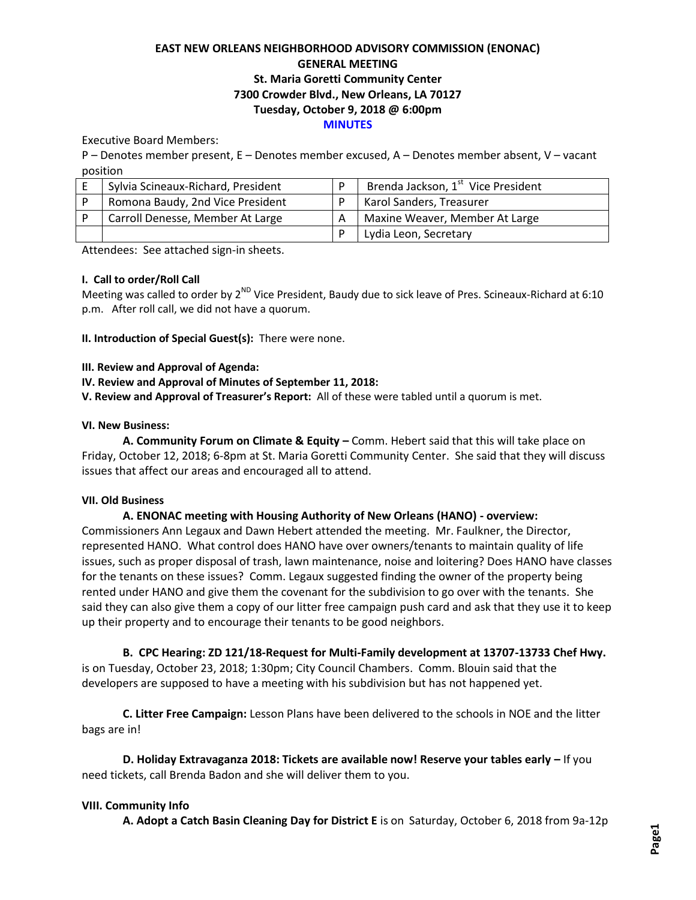# EAST NEW ORLEANS NEIGHBORHOOD ADVISORY COMMISSION (ENONAC)
## GENERAL MEETING
### St. Maria Goretti Community Center
### 7300 Crowder Blvd., New Orleans, LA 70127
### Tuesday, October 9, 2018 @ 6:00pm
### MINUTES

Executive Board Members:

P – Denotes member present, E – Denotes member excused, A – Denotes member absent, V – vacant position

| | | | |
|---|---|---|---|
| E | Sylvia Scineaux-Richard, President | P | Brenda Jackson, 1st Vice President |
| P | Romona Baudy, 2nd Vice President | P | Karol Sanders, Treasurer |
| P | Carroll Denesse, Member At Large | A | Maxine Weaver, Member At Large |
| | | P | Lydia Leon, Secretary |

Attendees: See attached sign-in sheets.

**I. Call to order/Roll Call**

Meeting was called to order by 2ND Vice President, Baudy due to sick leave of Pres. Scineaux-Richard at 6:10 p.m. After roll call, we did not have a quorum.

**II. Introduction of Special Guest(s):** There were none.

**III. Review and Approval of Agenda:**

**IV. Review and Approval of Minutes of September 11, 2018:**

**V. Review and Approval of Treasurer's Report:** All of these were tabled until a quorum is met.

**VI. New Business:**

**A. Community Forum on Climate & Equity –** Comm. Hebert said that this will take place on Friday, October 12, 2018; 6-8pm at St. Maria Goretti Community Center. She said that they will discuss issues that affect our areas and encouraged all to attend.

**VII. Old Business**

**A. ENONAC meeting with Housing Authority of New Orleans (HANO) - overview:** Commissioners Ann Legaux and Dawn Hebert attended the meeting. Mr. Faulkner, the Director, represented HANO. What control does HANO have over owners/tenants to maintain quality of life issues, such as proper disposal of trash, lawn maintenance, noise and loitering? Does HANO have classes for the tenants on these issues? Comm. Legaux suggested finding the owner of the property being rented under HANO and give them the covenant for the subdivision to go over with the tenants. She said they can also give them a copy of our litter free campaign push card and ask that they use it to keep up their property and to encourage their tenants to be good neighbors.

**B. CPC Hearing: ZD 121/18-Request for Multi-Family development at 13707-13733 Chef Hwy.** is on Tuesday, October 23, 2018; 1:30pm; City Council Chambers. Comm. Blouin said that the developers are supposed to have a meeting with his subdivision but has not happened yet.

**C. Litter Free Campaign:** Lesson Plans have been delivered to the schools in NOE and the litter bags are in!

**D. Holiday Extravaganza 2018: Tickets are available now! Reserve your tables early –** If you need tickets, call Brenda Badon and she will deliver them to you.

**VIII. Community Info**

**A. Adopt a Catch Basin Cleaning Day for District E** is on Saturday, October 6, 2018 from 9a-12p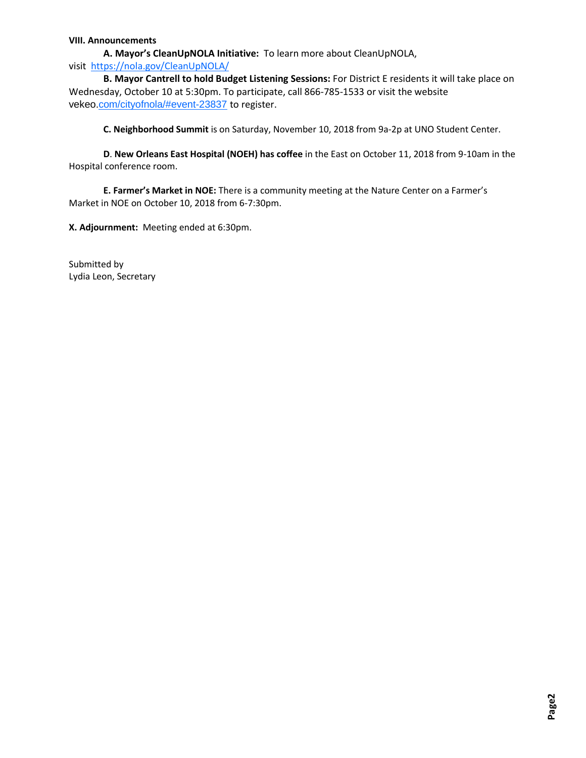**VIII. Announcements**

**A. Mayor's CleanUpNOLA Initiative:** To learn more about CleanUpNOLA, visit https://nola.gov/CleanUpNOLA/

**B. Mayor Cantrell to hold Budget Listening Sessions:** For District E residents it will take place on Wednesday, October 10 at 5:30pm. To participate, call 866-785-1533 or visit the website vekeo.com/cityofnola/#event-23837 to register.

**C. Neighborhood Summit** is on Saturday, November 10, 2018 from 9a-2p at UNO Student Center.

**D**. **New Orleans East Hospital (NOEH) has coffee** in the East on October 11, 2018 from 9-10am in the Hospital conference room.

**E. Farmer's Market in NOE:** There is a community meeting at the Nature Center on a Farmer's Market in NOE on October 10, 2018 from 6-7:30pm.

**X. Adjournment:** Meeting ended at 6:30pm.

Submitted by
Lydia Leon, Secretary